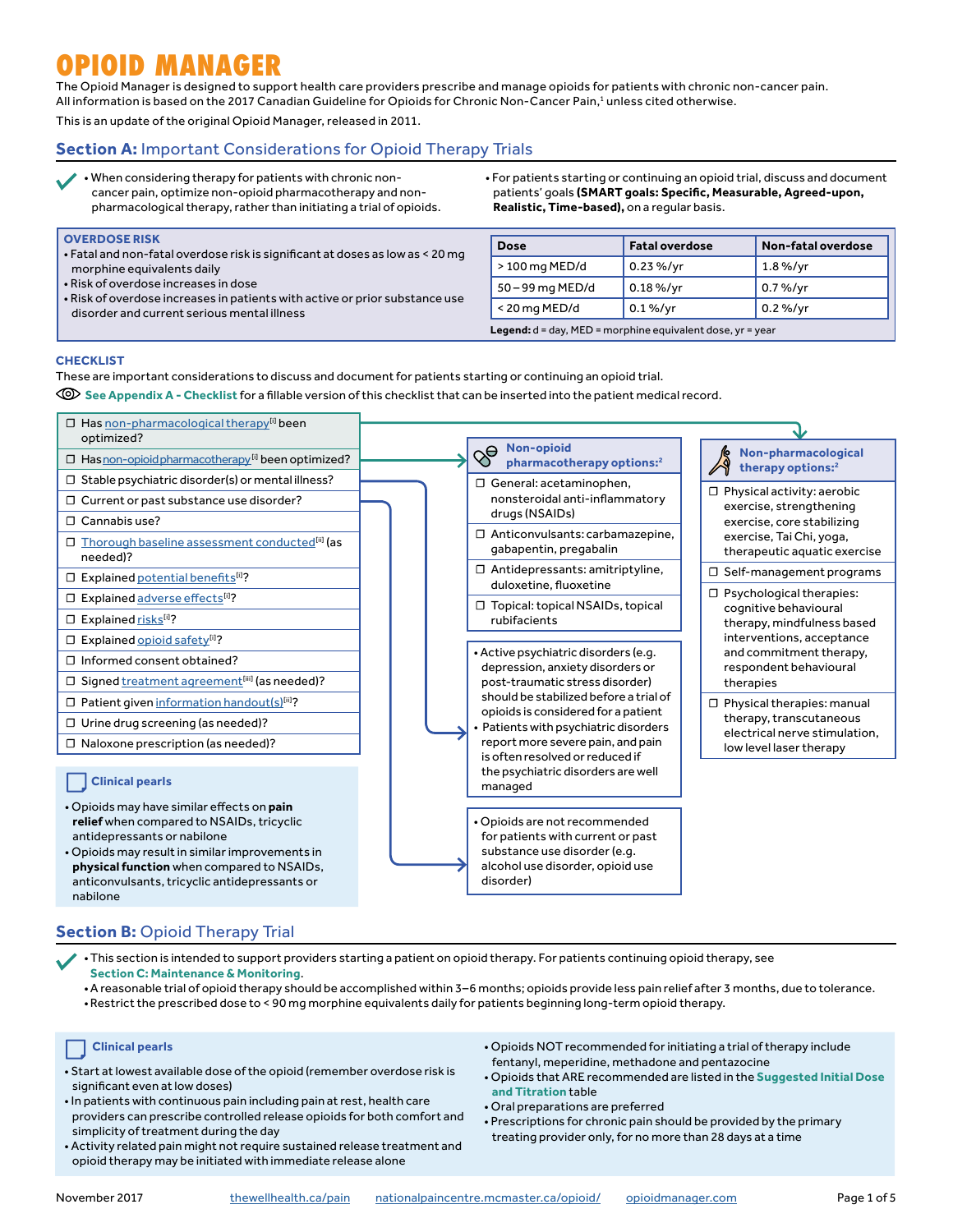# OPIOID MANAGER

The Opioid Manager is designed to support health care providers prescribe and manage opioids for patients with chronic non-cancer pain. All information is based on the 2017 Canadian Guideline for Opioids for Chronic Non-Cancer Pain,[1] unless cited otherwise.

This is an update of the original Opioid Manager, released in 2011.

## Section A: Important Considerations for Opioid Therapy Trials

- When considering therapy for patients with chronic non-cancer pain, optimize non-opioid pharmacotherapy and non-pharmacological therapy, rather than initiating a trial of opioids.
- For patients starting or continuing an opioid trial, discuss and document patients' goals **(SMART goals: Specific, Measurable, Agreed-upon, Realistic, Time-based),** on a regular basis.

### OVERDOSE RISK

- Fatal and non-fatal overdose risk is significant at doses as low as < 20 mg morphine equivalents daily
- Risk of overdose increases in dose
- Risk of overdose increases in patients with active or prior substance use disorder and current serious mental illness

| Dose | Fatal overdose | Non-fatal overdose |
|---|---|---|
| > 100 mg MED/d | 0.23 %/yr | 1.8 %/yr |
| 50 – 99 mg MED/d | 0.18 %/yr | 0.7 %/yr |
| < 20 mg MED/d | 0.1 %/yr | 0.2 %/yr |

**Legend:** d = day, MED = morphine equivalent dose, yr = year

### CHECKLIST

These are important considerations to discuss and document for patients starting or continuing an opioid trial.

**See Appendix A - Checklist** for a fillable version of this checklist that can be inserted into the patient medical record.

- ☐ Has non-pharmacological therapy[i] been optimized?
- ☐ Has non-opioid pharmacotherapy[i] been optimized?
- ☐ Stable psychiatric disorder(s) or mental illness?
- ☐ Current or past substance use disorder?
- ☐ Cannabis use?
- ☐ Thorough baseline assessment conducted[ii] (as needed)?
- ☐ Explained potential benefits[ii]?
- ☐ Explained adverse effects[ii]?
- ☐ Explained risks[ii]?
- ☐ Explained opioid safety[ii]?
- ☐ Informed consent obtained?
- ☐ Signed treatment agreement[iii] (as needed)?
- ☐ Patient given information handout(s)[iii]?
- ☐ Urine drug screening (as needed)?
- ☐ Naloxone prescription (as needed)?

**Non-opioid pharmacotherapy options:**[2]

- ☐ General: acetaminophen, nonsteroidal anti-inflammatory drugs (NSAIDs)
- ☐ Anticonvulsants: carbamazepine, gabapentin, pregabalin
- ☐ Antidepressants: amitriptyline, duloxetine, fluoxetine
- ☐ Topical: topical NSAIDs, topical rubifacients

**Non-pharmacological therapy options:**[2]

- ☐ Physical activity: aerobic exercise, strengthening exercise, core stabilizing exercise, Tai Chi, yoga, therapeutic aquatic exercise
- ☐ Self-management programs
- ☐ Psychological therapies: cognitive behavioural therapy, mindfulness based interventions, acceptance and commitment therapy, respondent behavioural therapies
- ☐ Physical therapies: manual therapy, transcutaneous electrical nerve stimulation, low level laser therapy

*Stable psychiatric disorder(s) or mental illness:*

- Active psychiatric disorders (e.g. depression, anxiety disorders or post-traumatic stress disorder) should be stabilized before a trial of opioids is considered for a patient
- Patients with psychiatric disorders report more severe pain, and pain is often resolved or reduced if the psychiatric disorders are well managed

*Current or past substance use disorder:*

- Opioids are not recommended for patients with current or past substance use disorder (e.g. alcohol use disorder, opioid use disorder)

#### Clinical pearls

- Opioids may have similar effects on **pain relief** when compared to NSAIDs, tricyclic antidepressants or nabilone
- Opioids may result in similar improvements in **physical function** when compared to NSAIDs, anticonvulsants, tricyclic antidepressants or nabilone

## Section B: Opioid Therapy Trial

- This section is intended to support providers starting a patient on opioid therapy. For patients continuing opioid therapy, see **Section C: Maintenance & Monitoring**.
- A reasonable trial of opioid therapy should be accomplished within 3–6 months; opioids provide less pain relief after 3 months, due to tolerance.
- Restrict the prescribed dose to < 90 mg morphine equivalents daily for patients beginning long-term opioid therapy.

#### Clinical pearls

- Start at lowest available dose of the opioid (remember overdose risk is significant even at low doses)
- In patients with continuous pain including pain at rest, health care providers can prescribe controlled release opioids for both comfort and simplicity of treatment during the day
- Activity related pain might not require sustained release treatment and opioid therapy may be initiated with immediate release alone
- Opioids NOT recommended for initiating a trial of therapy include fentanyl, meperidine, methadone and pentazocine
- Opioids that ARE recommended are listed in the **Suggested Initial Dose and Titration** table
- Oral preparations are preferred
- Prescriptions for chronic pain should be provided by the primary treating provider only, for no more than 28 days at a time

November 2017 | thewellhealth.ca/pain | nationalpaincentre.mcmaster.ca/opioid/ | opioidmanager.com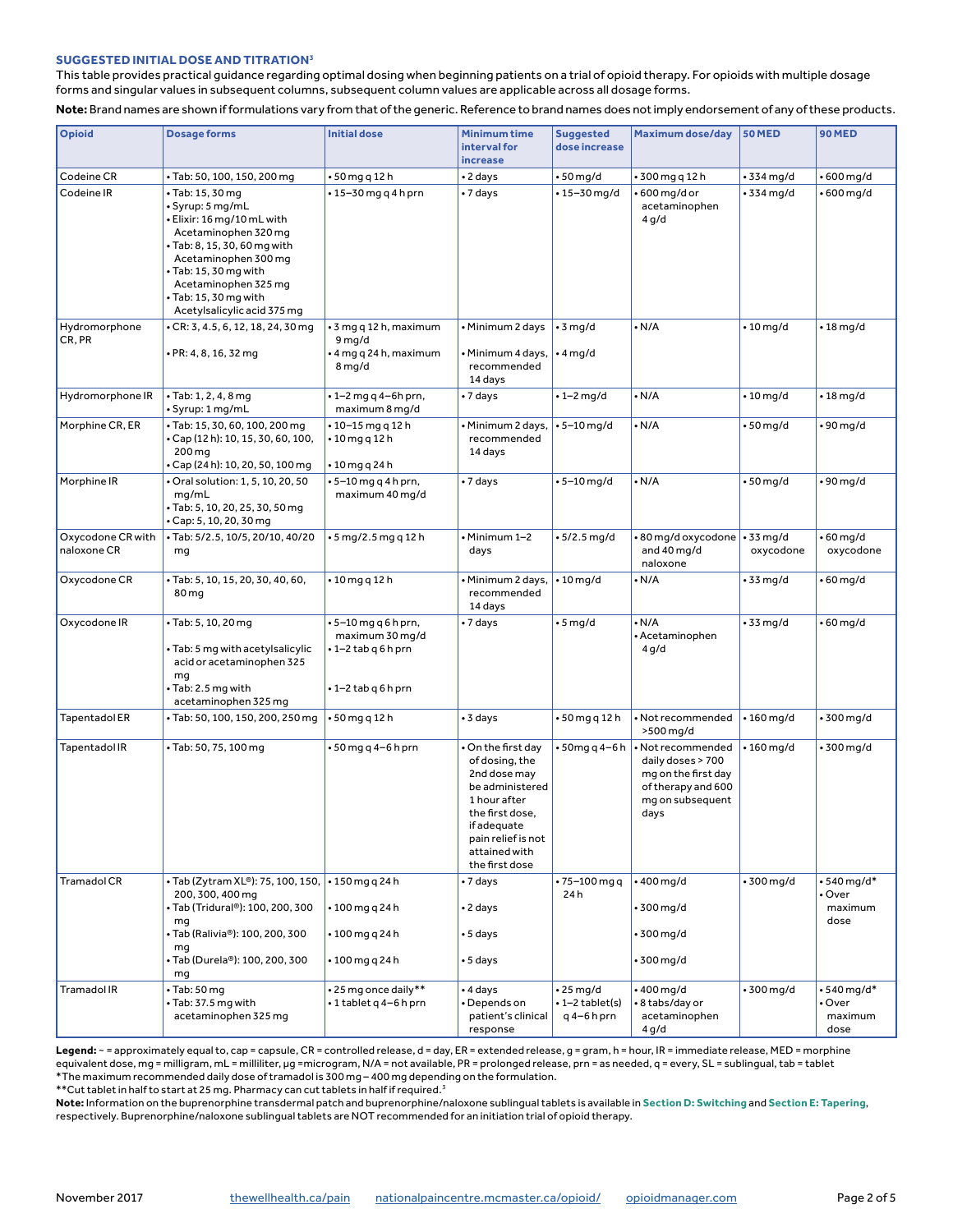### SUGGESTED INITIAL DOSE AND TITRATION[3]

This table provides practical guidance regarding optimal dosing when beginning patients on a trial of opioid therapy. For opioids with multiple dosage forms and singular values in subsequent columns, subsequent column values are applicable across all dosage forms.

**Note:** Brand names are shown if formulations vary from that of the generic. Reference to brand names does not imply endorsement of any of these products.

| Opioid | Dosage forms | Initial dose | Minimum time interval for increase | Suggested dose increase | Maximum dose/day | 50 MED | 90 MED |
|---|---|---|---|---|---|---|---|
| Codeine CR | • Tab: 50, 100, 150, 200 mg | • 50 mg q 12 h | • 2 days | • 50 mg/d | • 300 mg q 12 h | • 334 mg/d | • 600 mg/d |
| Codeine IR | • Tab: 15, 30 mg<br>• Syrup: 5 mg/mL<br>• Elixir: 16 mg/10 mL with Acetaminophen 320 mg<br>• Tab: 8, 15, 30, 60 mg with Acetaminophen 300 mg<br>• Tab: 15, 30 mg with Acetaminophen 325 mg<br>• Tab: 15, 30 mg with Acetylsalicylic acid 375 mg | • 15–30 mg q 4 h prn | • 7 days | • 15–30 mg/d | • 600 mg/d or acetaminophen 4 g/d | • 334 mg/d | • 600 mg/d |
| Hydromorphone CR, PR | • CR: 3, 4.5, 6, 12, 18, 24, 30 mg<br>• PR: 4, 8, 16, 32 mg | • 3 mg q 12 h, maximum 9 mg/d<br>• 4 mg q 24 h, maximum 8 mg/d | • Minimum 2 days<br>• Minimum 4 days, recommended 14 days | • 3 mg/d<br>• 4 mg/d | • N/A | • 10 mg/d | • 18 mg/d |
| Hydromorphone IR | • Tab: 1, 2, 4, 8 mg<br>• Syrup: 1 mg/mL | • 1–2 mg q 4–6h prn, maximum 8 mg/d | • 7 days | • 1–2 mg/d | • N/A | • 10 mg/d | • 18 mg/d |
| Morphine CR, ER | • Tab: 15, 30, 60, 100, 200 mg<br>• Cap (12 h): 10, 15, 30, 60, 100, 200 mg<br>• Cap (24 h): 10, 20, 50, 100 mg | • 10–15 mg q 12 h<br>• 10 mg q 12 h<br>• 10 mg q 24 h | • Minimum 2 days, recommended 14 days | • 5–10 mg/d | • N/A | • 50 mg/d | • 90 mg/d |
| Morphine IR | • Oral solution: 1, 5, 10, 20, 50 mg/mL<br>• Tab: 5, 10, 20, 25, 30, 50 mg<br>• Cap: 5, 10, 20, 30 mg | • 5–10 mg q 4 h prn, maximum 40 mg/d | • 7 days | • 5–10 mg/d | • N/A | • 50 mg/d | • 90 mg/d |
| Oxycodone CR with naloxone CR | • Tab: 5/2.5, 10/5, 20/10, 40/20 mg | • 5 mg/2.5 mg q 12 h | • Minimum 1–2 days | • 5/2.5 mg/d | • 80 mg/d oxycodone and 40 mg/d naloxone | • 33 mg/d oxycodone | • 60 mg/d oxycodone |
| Oxycodone CR | • Tab: 5, 10, 15, 20, 30, 40, 60, 80 mg | • 10 mg q 12 h | • Minimum 2 days, recommended 14 days | • 10 mg/d | • N/A | • 33 mg/d | • 60 mg/d |
| Oxycodone IR | • Tab: 5, 10, 20 mg<br>• Tab: 5 mg with acetylsalicylic acid or acetaminophen 325 mg<br>• Tab: 2.5 mg with acetaminophen 325 mg | • 5–10 mg q 6 h prn, maximum 30 mg/d<br>• 1–2 tab q 6 h prn<br>• 1–2 tab q 6 h prn | • 7 days | • 5 mg/d | • N/A<br>• Acetaminophen 4 g/d | • 33 mg/d | • 60 mg/d |
| Tapentadol ER | • Tab: 50, 100, 150, 200, 250 mg | • 50 mg q 12 h | • 3 days | • 50 mg q 12 h | • Not recommended >500 mg/d | • 160 mg/d | • 300 mg/d |
| Tapentadol IR | • Tab: 50, 75, 100 mg | • 50 mg q 4–6 h prn | • On the first day of dosing, the 2nd dose may be administered 1 hour after the first dose, if adequate pain relief is not attained with the first dose | • 50mg q 4–6 h | • Not recommended daily doses > 700 mg on the first day of therapy and 600 mg on subsequent days | • 160 mg/d | • 300 mg/d |
| Tramadol CR | • Tab (Zytram XL®): 75, 100, 150, 200, 300, 400 mg<br>• Tab (Tridural®): 100, 200, 300 mg<br>• Tab (Ralivia®): 100, 200, 300 mg<br>• Tab (Durela®): 100, 200, 300 mg | • 150 mg q 24 h<br>• 100 mg q 24 h<br>• 100 mg q 24 h<br>• 100 mg q 24 h | • 7 days<br>• 2 days<br>• 5 days<br>• 5 days | • 75–100 mg q 24 h | • 400 mg/d<br>• 300 mg/d<br>• 300 mg/d<br>• 300 mg/d | • 300 mg/d | • 540 mg/d*<br>• Over maximum dose |
| Tramadol IR | • Tab: 50 mg<br>• Tab: 37.5 mg with acetaminophen 325 mg | • 25 mg once daily**<br>• 1 tablet q 4–6 h prn | • 4 days<br>• Depends on patient's clinical response | • 25 mg/d<br>• 1–2 tablet(s) q 4–6 h prn | • 400 mg/d<br>• 8 tabs/day or acetaminophen 4 g/d | • 300 mg/d | • 540 mg/d*<br>• Over maximum dose |

**Legend:** ~ = approximately equal to, cap = capsule, CR = controlled release, d = day, ER = extended release, g = gram, h = hour, IR = immediate release, MED = morphine equivalent dose, mg = milligram, mL = milliliter, μg = microgram, N/A = not available, PR = prolonged release, prn = as needed, q = every, SL = sublingual, tab = tablet

*The maximum recommended daily dose of tramadol is 300 mg – 400 mg depending on the formulation.

**Cut tablet in half to start at 25 mg. Pharmacy can cut tablets in half if required.[3]

**Note:** Information on the buprenorphine transdermal patch and buprenorphine/naloxone sublingual tablets is available in **Section D: Switching** and **Section E: Tapering**, respectively. Buprenorphine/naloxone sublingual tablets are NOT recommended for an initiation trial of opioid therapy.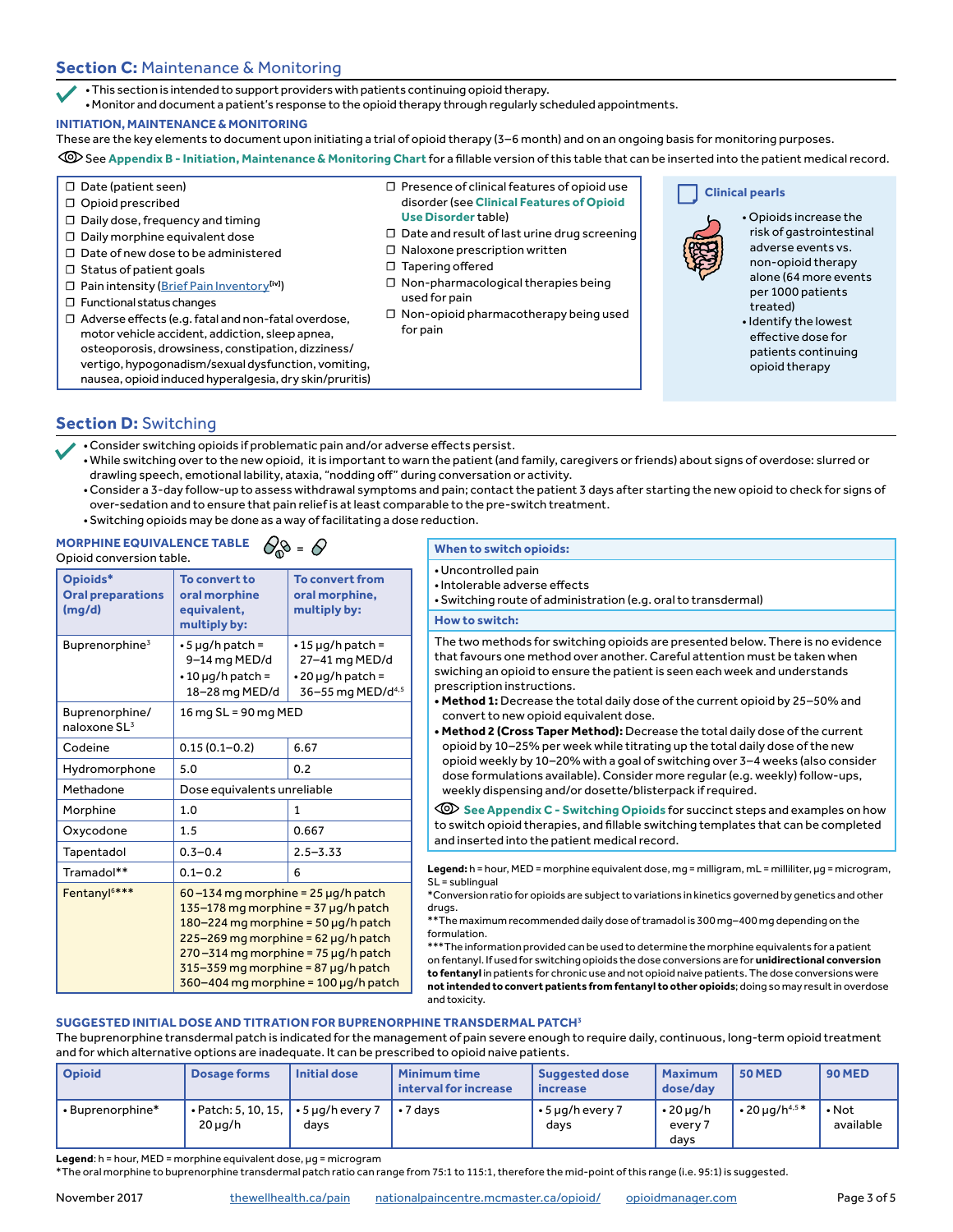## Section C: Maintenance & Monitoring

- This section is intended to support providers with patients continuing opioid therapy.
- Monitor and document a patient's response to the opioid therapy through regularly scheduled appointments.

### INITIATION, MAINTENANCE & MONITORING

These are the key elements to document upon initiating a trial of opioid therapy (3–6 month) and on an ongoing basis for monitoring purposes.

See **Appendix B - Initiation, Maintenance & Monitoring Chart** for a fillable version of this table that can be inserted into the patient medical record.

- ☐ Date (patient seen)
- ☐ Opioid prescribed
- ☐ Daily dose, frequency and timing
- ☐ Daily morphine equivalent dose
- ☐ Date of new dose to be administered
- ☐ Status of patient goals
- ☐ Pain intensity (Brief Pain Inventory[lvi])
- ☐ Functional status changes
- ☐ Adverse effects (e.g. fatal and non-fatal overdose, motor vehicle accident, addiction, sleep apnea, osteoporosis, drowsiness, constipation, dizziness/ vertigo, hypogonadism/sexual dysfunction, vomiting, nausea, opioid induced hyperalgesia, dry skin/pruritis)
- ☐ Presence of clinical features of opioid use disorder (see **Clinical Features of Opioid Use Disorder** table)
- ☐ Date and result of last urine drug screening
- ☐ Naloxone prescription written
- ☐ Tapering offered
- ☐ Non-pharmacological therapies being used for pain
- ☐ Non-opioid pharmacotherapy being used for pain

**Clinical pearls**

- Opioids increase the risk of gastrointestinal adverse events vs. non-opioid therapy alone (64 more events per 1000 patients treated)
- Identify the lowest effective dose for patients continuing opioid therapy

## Section D: Switching

- Consider switching opioids if problematic pain and/or adverse effects persist.
- While switching over to the new opioid, it is important to warn the patient (and family, caregivers or friends) about signs of overdose: slurred or drawling speech, emotional lability, ataxia, "nodding off" during conversation or activity.
- Consider a 3-day follow-up to assess withdrawal symptoms and pain; contact the patient 3 days after starting the new opioid to check for signs of over-sedation and to ensure that pain relief is at least comparable to the pre-switch treatment.
- Switching opioids may be done as a way of facilitating a dose reduction.

### MORPHINE EQUIVALENCE TABLE

Opioid conversion table.

| Opioids* Oral preparations (mg/d) | To convert to oral morphine equivalent, multiply by: | To convert from oral morphine, multiply by: |
|---|---|---|
| Buprenorphine[3] | • 5 μg/h patch = 9–14 mg MED/d<br>• 10 μg/h patch = 18–28 mg MED/d | • 15 μg/h patch = 27–41 mg MED/d<br>• 20 μg/h patch = 36–55 mg MED/d[4,5] |
| Buprenorphine/ naloxone SL[3] | 16 mg SL = 90 mg MED | |
| Codeine | 0.15 (0.1–0.2) | 6.67 |
| Hydromorphone | 5.0 | 0.2 |
| Methadone | Dose equivalents unreliable | |
| Morphine | 1.0 | 1 |
| Oxycodone | 1.5 | 0.667 |
| Tapentadol | 0.3–0.4 | 2.5–3.33 |
| Tramadol** | 0.1–0.2 | 6 |
| Fentanyl[6]*** | 60–134 mg morphine = 25 μg/h patch<br>135–178 mg morphine = 37 μg/h patch<br>180–224 mg morphine = 50 μg/h patch<br>225–269 mg morphine = 62 μg/h patch<br>270–314 mg morphine = 75 μg/h patch<br>315–359 mg morphine = 87 μg/h patch<br>360–404 mg morphine = 100 μg/h patch | |

**When to switch opioids:**

- Uncontrolled pain
- Intolerable adverse effects
- Switching route of administration (e.g. oral to transdermal)

**How to switch:**

The two methods for switching opioids are presented below. There is no evidence that favours one method over another. Careful attention must be taken when swiching an opioid to ensure the patient is seen each week and understands prescription instructions.

- **Method 1:** Decrease the total daily dose of the current opioid by 25–50% and convert to new opioid equivalent dose.
- **Method 2 (Cross Taper Method):** Decrease the total daily dose of the current opioid by 10–25% per week while titrating up the total daily dose of the new opioid weekly by 10–20% with a goal of switching over 3–4 weeks (also consider dose formulations available). Consider more regular (e.g. weekly) follow-ups, weekly dispensing and/or dosette/blisterpack if required.

**See Appendix C - Switching Opioids** for succinct steps and examples on how to switch opioid therapies, and fillable switching templates that can be completed and inserted into the patient medical record.

**Legend:** h = hour, MED = morphine equivalent dose, mg = milligram, mL = milliliter, μg = microgram, SL = sublingual

*Conversion ratio for opioids are subject to variations in kinetics governed by genetics and other drugs.

**The maximum recommended daily dose of tramadol is 300 mg–400 mg depending on the formulation.

***The information provided can be used to determine the morphine equivalents for a patient on fentanyl. If used for switching opioids the dose conversions are for **unidirectional conversion to fentanyl** in patients for chronic use and not opioid naive patients. The dose conversions were **not intended to convert patients from fentanyl to other opioids**; doing so may result in overdose and toxicity.

### SUGGESTED INITIAL DOSE AND TITRATION FOR BUPRENORPHINE TRANSDERMAL PATCH[3]

The buprenorphine transdermal patch is indicated for the management of pain severe enough to require daily, continuous, long-term opioid treatment and for which alternative options are inadequate. It can be prescribed to opioid naive patients.

| Opioid | Dosage forms | Initial dose | Minimum time interval for increase | Suggested dose increase | Maximum dose/day | 50 MED | 90 MED |
|---|---|---|---|---|---|---|---|
| • Buprenorphine* | • Patch: 5, 10, 15, 20 μg/h | • 5 μg/h every 7 days | • 7 days | • 5 μg/h every 7 days | • 20 μg/h every 7 days | • 20 μg/h[4,5]* | • Not available |

**Legend**: h = hour, MED = morphine equivalent dose, μg = microgram

*The oral morphine to buprenorphine transdermal patch ratio can range from 75:1 to 115:1, therefore the mid-point of this range (i.e. 95:1) is suggested.

November 2017 thewellhealth.ca/pain nationalpaincentre.mcmaster.ca/opioid/ opioidmanager.com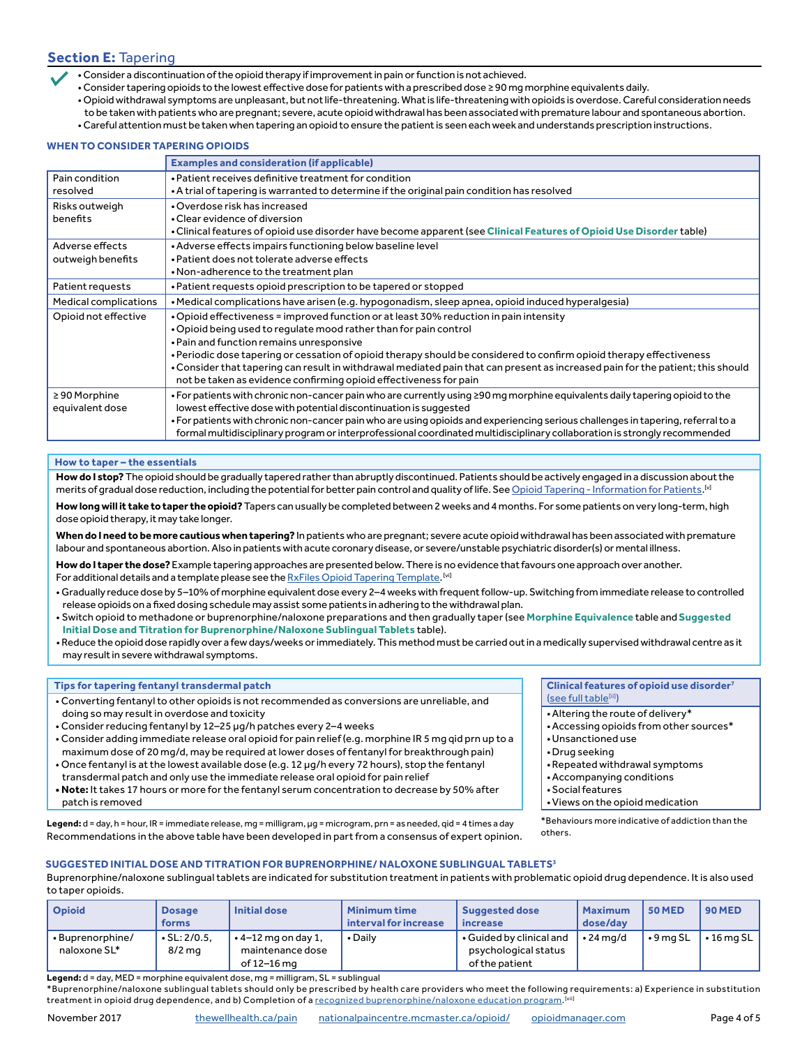## Section E: Tapering

- Consider a discontinuation of the opioid therapy if improvement in pain or function is not achieved.
- Consider tapering opioids to the lowest effective dose for patients with a prescribed dose ≥ 90 mg morphine equivalents daily.
- Opioid withdrawal symptoms are unpleasant, but not life-threatening. What is life-threatening with opioids is overdose. Careful consideration needs to be taken with patients who are pregnant; severe, acute opioid withdrawal has been associated with premature labour and spontaneous abortion.
- Careful attention must be taken when tapering an opioid to ensure the patient is seen each week and understands prescription instructions.

### WHEN TO CONSIDER TAPERING OPIOIDS

| | Examples and consideration (if applicable) |
|---|---|
| Pain condition resolved | • Patient receives definitive treatment for condition<br>• A trial of tapering is warranted to determine if the original pain condition has resolved |
| Risks outweigh benefits | • Overdose risk has increased<br>• Clear evidence of diversion<br>• Clinical features of opioid use disorder have become apparent (see **Clinical Features of Opioid Use Disorder** table) |
| Adverse effects outweigh benefits | • Adverse effects impairs functioning below baseline level<br>• Patient does not tolerate adverse effects<br>• Non-adherence to the treatment plan |
| Patient requests | • Patient requests opioid prescription to be tapered or stopped |
| Medical complications | • Medical complications have arisen (e.g. hypogonadism, sleep apnea, opioid induced hyperalgesia) |
| Opioid not effective | • Opioid effectiveness = improved function or at least 30% reduction in pain intensity<br>• Opioid being used to regulate mood rather than for pain control<br>• Pain and function remains unresponsive<br>• Periodic dose tapering or cessation of opioid therapy should be considered to confirm opioid therapy effectiveness<br>• Consider that tapering can result in withdrawal mediated pain that can present as increased pain for the patient; this should not be taken as evidence confirming opioid effectiveness for pain |
| ≥ 90 Morphine equivalent dose | • For patients with chronic non-cancer pain who are currently using ≥90 mg morphine equivalents daily tapering opioid to the lowest effective dose with potential discontinuation is suggested<br>• For patients with chronic non-cancer pain who are using opioids and experiencing serious challenges in tapering, referral to a formal multidisciplinary program or interprofessional coordinated multidisciplinary collaboration is strongly recommended |

### How to taper – the essentials

**How do I stop?** The opioid should be gradually tapered rather than abruptly discontinued. Patients should be actively engaged in a discussion about the merits of gradual dose reduction, including the potential for better pain control and quality of life. See Opioid Tapering - Information for Patients.[v]

**How long will it take to taper the opioid?** Tapers can usually be completed between 2 weeks and 4 months. For some patients on very long-term, high dose opioid therapy, it may take longer.

**When do I need to be more cautious when tapering?** In patients who are pregnant; severe acute opioid withdrawal has been associated with premature labour and spontaneous abortion. Also in patients with acute coronary disease, or severe/unstable psychiatric disorder(s) or mental illness.

**How do I taper the dose?** Example tapering approaches are presented below. There is no evidence that favours one approach over another. For additional details and a template please see the RxFiles Opioid Tapering Template.[vi]

- Gradually reduce dose by 5–10% of morphine equivalent dose every 2–4 weeks with frequent follow-up. Switching from immediate release to controlled release opioids on a fixed dosing schedule may assist some patients in adhering to the withdrawal plan.
- Switch opioid to methadone or buprenorphine/naloxone preparations and then gradually taper (see **Morphine Equivalence** table and **Suggested Initial Dose and Titration for Buprenorphine/Naloxone Sublingual Tablets** table).
- Reduce the opioid dose rapidly over a few days/weeks or immediately. This method must be carried out in a medically supervised withdrawal centre as it may result in severe withdrawal symptoms.

### Tips for tapering fentanyl transdermal patch

- Converting fentanyl to other opioids is not recommended as conversions are unreliable, and doing so may result in overdose and toxicity
- Consider reducing fentanyl by 12–25 µg/h patches every 2–4 weeks
- Consider adding immediate release oral opioid for pain relief (e.g. morphine IR 5 mg qid prn up to a maximum dose of 20 mg/d, may be required at lower doses of fentanyl for breakthrough pain)
- Once fentanyl is at the lowest available dose (e.g. 12 µg/h every 72 hours), stop the fentanyl transdermal patch and only use the immediate release oral opioid for pain relief
- **Note:** It takes 17 hours or more for the fentanyl serum concentration to decrease by 50% after patch is removed

**Legend:** d = day, h = hour, IR = immediate release, mg = milligram, µg = microgram, prn = as needed, qid = 4 times a day

Recommendations in the above table have been developed in part from a consensus of expert opinion.

### Clinical features of opioid use disorder[7] (see full table[iii])

- Altering the route of delivery*
- Accessing opioids from other sources*
- Unsanctioned use
- Drug seeking
- Repeated withdrawal symptoms
- Accompanying conditions
- Social features
- Views on the opioid medication

*Behaviours more indicative of addiction than the others.

### SUGGESTED INITIAL DOSE AND TITRATION FOR BUPRENORPHINE/ NALOXONE SUBLINGUAL TABLETS[3]

Buprenorphine/naloxone sublingual tablets are indicated for substitution treatment in patients with problematic opioid drug dependence. It is also used to taper opioids.

| Opioid | Dosage forms | Initial dose | Minimum time interval for increase | Suggested dose increase | Maximum dose/day | 50 MED | 90 MED |
|---|---|---|---|---|---|---|---|
| • Buprenorphine/ naloxone SL* | • SL: 2/0.5, 8/2 mg | • 4–12 mg on day 1, maintenance dose of 12–16 mg | • Daily | • Guided by clinical and psychological status of the patient | • 24 mg/d | • 9 mg SL | • 16 mg SL |

**Legend:** d = day, MED = morphine equivalent dose, mg = milligram, SL = sublingual

*Buprenorphine/naloxone sublingual tablets should only be prescribed by health care providers who meet the following requirements: a) Experience in substitution treatment in opioid drug dependence, and b) Completion of a recognized buprenorphine/naloxone education program.[vii]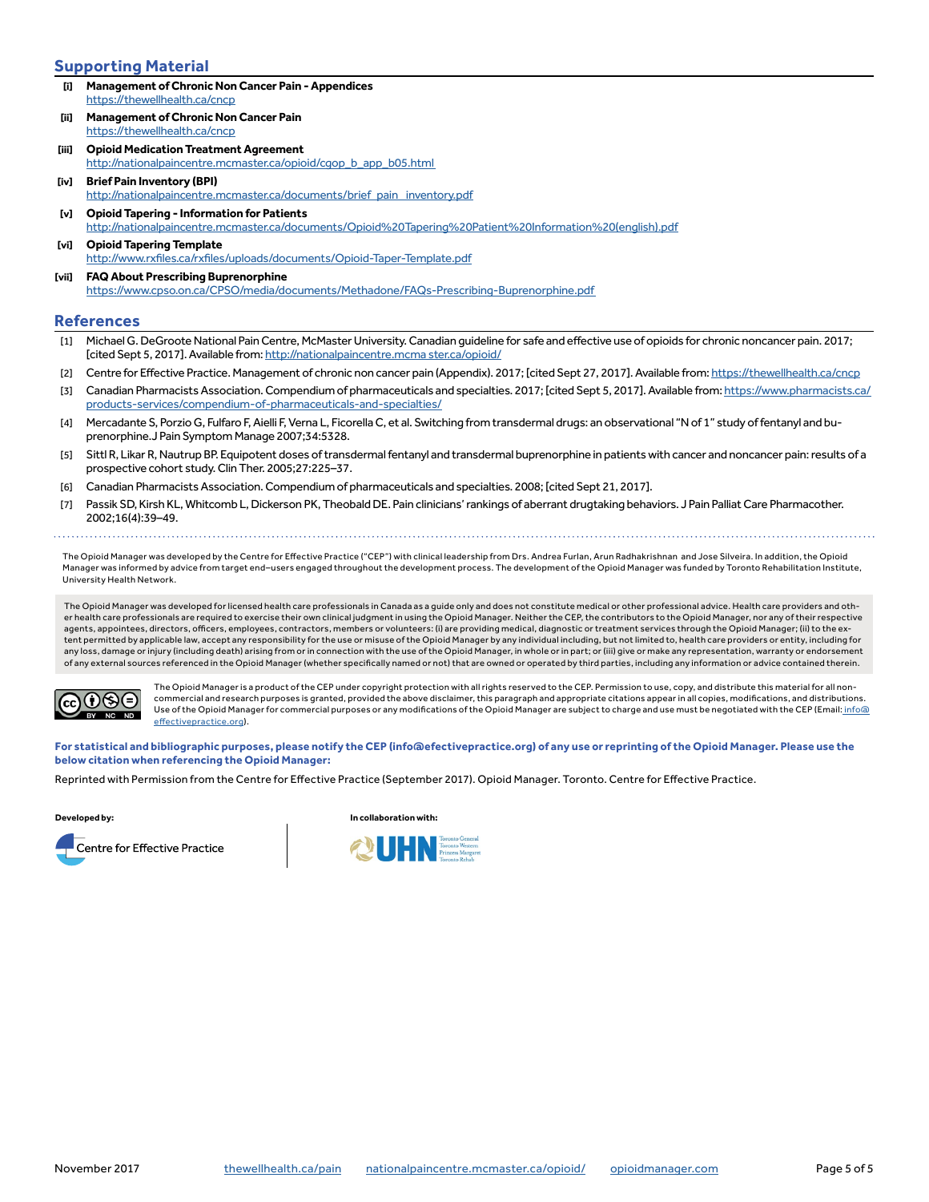## Supporting Material

- **[i] Management of Chronic Non Cancer Pain - Appendices**
  https://thewellhealth.ca/cncp
- **[ii] Management of Chronic Non Cancer Pain**
  https://thewellhealth.ca/cncp
- **[iii] Opioid Medication Treatment Agreement**
  http://nationalpaincentre.mcmaster.ca/opioid/cgop_b_app_b05.html
- **[iv] Brief Pain Inventory (BPI)**
  http://nationalpaincentre.mcmaster.ca/documents/brief_pain_inventory.pdf
- **[v] Opioid Tapering - Information for Patients**
  http://nationalpaincentre.mcmaster.ca/documents/Opioid%20Tapering%20Patient%20Information%20(english).pdf
- **[vi] Opioid Tapering Template**
  http://www.rxfiles.ca/rxfiles/uploads/documents/Opioid-Taper-Template.pdf
- **[vii] FAQ About Prescribing Buprenorphine**
  https://www.cpso.on.ca/CPSO/media/documents/Methadone/FAQs-Prescribing-Buprenorphine.pdf

## References

[1] Michael G. DeGroote National Pain Centre, McMaster University. Canadian guideline for safe and effective use of opioids for chronic noncancer pain. 2017; [cited Sept 5, 2017]. Available from: http://nationalpaincentre.mcma ster.ca/opioid/

[2] Centre for Effective Practice. Management of chronic non cancer pain (Appendix). 2017; [cited Sept 27, 2017]. Available from: https://thewellhealth.ca/cncp

[3] Canadian Pharmacists Association. Compendium of pharmaceuticals and specialties. 2017; [cited Sept 5, 2017]. Available from: https://www.pharmacists.ca/products-services/compendium-of-pharmaceuticals-and-specialties/

[4] Mercadante S, Porzio G, Fulfaro F, Aielli F, Verna L, Ficorella C, et al. Switching from transdermal drugs: an observational "N of 1" study of fentanyl and buprenorphine. J Pain Symptom Manage 2007;34:5328.

[5] Sittl R, Likar R, Nautrup BP. Equipotent doses of transdermal fentanyl and transdermal buprenorphine in patients with cancer and noncancer pain: results of a prospective cohort study. Clin Ther. 2005;27:225–37.

[6] Canadian Pharmacists Association. Compendium of pharmaceuticals and specialties. 2008; [cited Sept 21, 2017].

[7] Passik SD, Kirsh KL, Whitcomb L, Dickerson PK, Theobald DE. Pain clinicians' rankings of aberrant drugtaking behaviors. J Pain Palliat Care Pharmacother. 2002;16(4):39–49.

---

The Opioid Manager was developed by the Centre for Effective Practice ("CEP") with clinical leadership from Drs. Andrea Furlan, Arun Radhakrishnan and Jose Silveira. In addition, the Opioid Manager was informed by advice from target end–users engaged throughout the development process. The development of the Opioid Manager was funded by Toronto Rehabilitation Institute, University Health Network.

The Opioid Manager was developed for licensed health care professionals in Canada as a guide only and does not constitute medical or other professional advice. Health care providers and other health care professionals are required to exercise their own clinical judgment in using the Opioid Manager. Neither the CEP, the contributors to the Opioid Manager, nor any of their respective agents, appointees, directors, officers, employees, contractors, members or volunteers: (i) are providing medical, diagnostic or treatment services through the Opioid Manager; (ii) to the extent permitted by applicable law, accept any responsibility for the use or misuse of the Opioid Manager by any individual including, but not limited to, health care providers or entity, including for any loss, damage or injury (including death) arising from or in connection with the use of the Opioid Manager, in whole or in part; or (iii) give or make any representation, warranty or endorsement of any external sources referenced in the Opioid Manager (whether specifically named or not) that are owned or operated by third parties, including any information or advice contained therein.

The Opioid Manager is a product of the CEP under copyright protection with all rights reserved to the CEP. Permission to use, copy, and distribute this material for all non-commercial and research purposes is granted, provided the above disclaimer, this paragraph and appropriate citations appear in all copies, modifications, and distributions. Use of the Opioid Manager for commercial purposes or any modifications of the Opioid Manager are subject to charge and use must be negotiated with the CEP (Email: info@effectivepractice.org).

**For statistical and bibliographic purposes, please notify the CEP (info@efectivepractice.org) of any use or reprinting of the Opioid Manager. Please use the below citation when referencing the Opioid Manager:**

Reprinted with Permission from the Centre for Effective Practice (September 2017). Opioid Manager. Toronto. Centre for Effective Practice.

**Developed by:** Centre for Effective Practice

**In collaboration with:** UHN Toronto General, Toronto Western, Princess Margaret, Toronto Rehab

November 2017 thewellhealth.ca/pain nationalpaincentre.mcmaster.ca/opioid/ opioidmanager.com